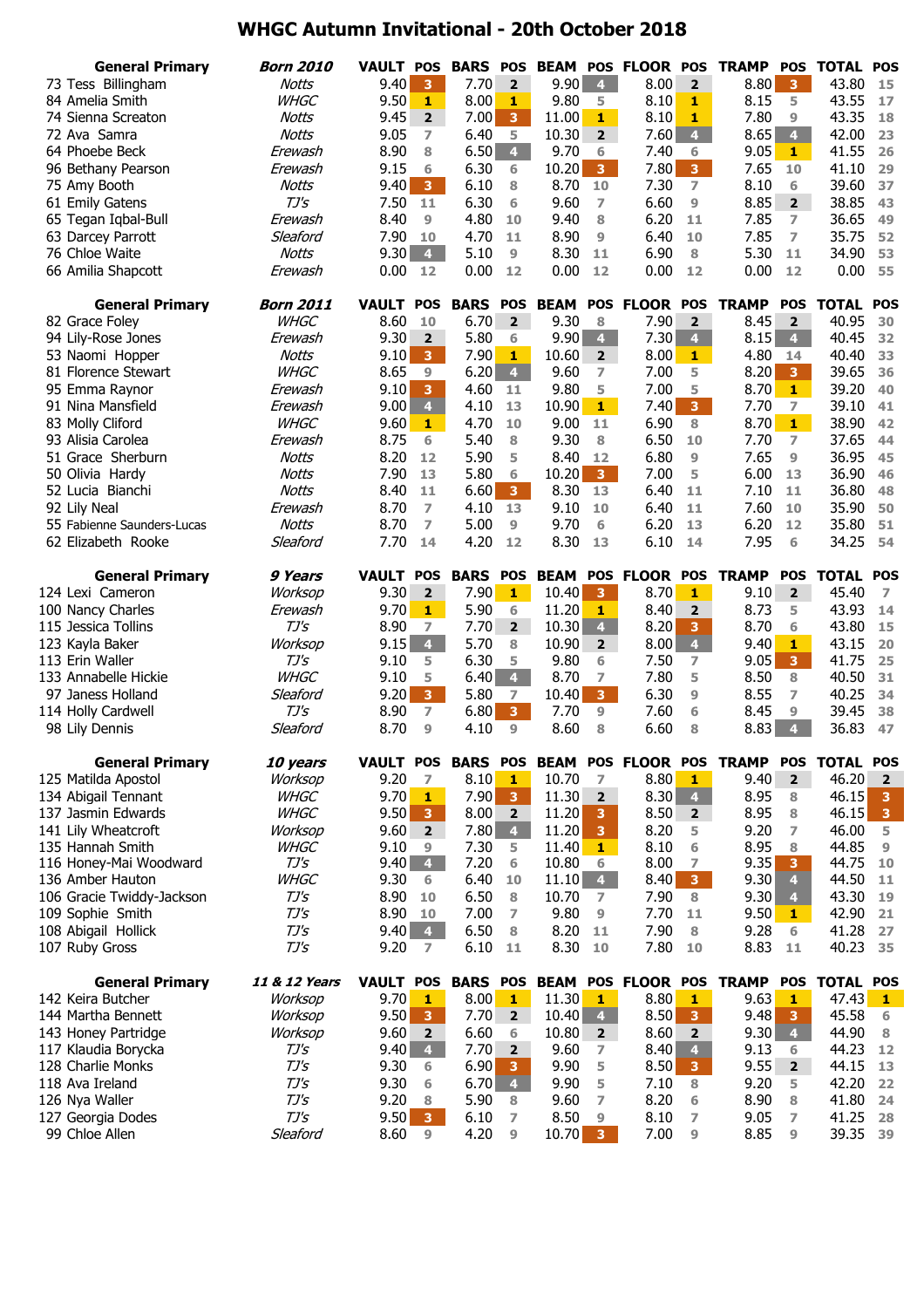# WHGC Autumn Invitational - 20th October 2018

| General Primary | Born 2010 | VAULT | POS | BARS | POS | BEAM | POS | FLOOR | POS | TRAMP | POS | TOTAL | POS |
|---|---|---|---|---|---|---|---|---|---|---|---|---|---|
| 73 Tess Billingham | Notts | 9.40 | 3 | 7.70 | 2 | 9.90 | 4 | 8.00 | 2 | 8.80 | 3 | 43.80 | 15 |
| 84 Amelia Smith | WHGC | 9.50 | 1 | 8.00 | 1 | 9.80 | 5 | 8.10 | 1 | 8.15 | 5 | 43.55 | 17 |
| 74 Sienna Screaton | Notts | 9.45 | 2 | 7.00 | 3 | 11.00 | 1 | 8.10 | 1 | 7.80 | 9 | 43.35 | 18 |
| 72 Ava Samra | Notts | 9.05 | 7 | 6.40 | 5 | 10.30 | 2 | 7.60 | 4 | 8.65 | 4 | 42.00 | 23 |
| 64 Phoebe Beck | Erewash | 8.90 | 8 | 6.50 | 4 | 9.70 | 6 | 7.40 | 6 | 9.05 | 1 | 41.55 | 26 |
| 96 Bethany Pearson | Erewash | 9.15 | 6 | 6.30 | 6 | 10.20 | 3 | 7.80 | 3 | 7.65 | 10 | 41.10 | 29 |
| 75 Amy Booth | Notts | 9.40 | 3 | 6.10 | 8 | 8.70 | 10 | 7.30 | 7 | 8.10 | 6 | 39.60 | 37 |
| 61 Emily Gatens | TJ's | 7.50 | 11 | 6.30 | 6 | 9.60 | 7 | 6.60 | 9 | 8.85 | 2 | 38.85 | 43 |
| 65 Tegan Iqbal-Bull | Erewash | 8.40 | 9 | 4.80 | 10 | 9.40 | 8 | 6.20 | 11 | 7.85 | 7 | 36.65 | 49 |
| 63 Darcey Parrott | Sleaford | 7.90 | 10 | 4.70 | 11 | 8.90 | 9 | 6.40 | 10 | 7.85 | 7 | 35.75 | 52 |
| 76 Chloe Waite | Notts | 9.30 | 4 | 5.10 | 9 | 8.30 | 11 | 6.90 | 8 | 5.30 | 11 | 34.90 | 53 |
| 66 Amilia Shapcott | Erewash | 0.00 | 12 | 0.00 | 12 | 0.00 | 12 | 0.00 | 12 | 0.00 | 12 | 0.00 | 55 |

| General Primary | Born 2011 | VAULT | POS | BARS | POS | BEAM | POS | FLOOR | POS | TRAMP | POS | TOTAL | POS |
|---|---|---|---|---|---|---|---|---|---|---|---|---|---|
| 82 Grace Foley | WHGC | 8.60 | 10 | 6.70 | 2 | 9.30 | 8 | 7.90 | 2 | 8.45 | 2 | 40.95 | 30 |
| 94 Lily-Rose Jones | Erewash | 9.30 | 2 | 5.80 | 6 | 9.90 | 4 | 7.30 | 4 | 8.15 | 4 | 40.45 | 32 |
| 53 Naomi Hopper | Notts | 9.10 | 3 | 7.90 | 1 | 10.60 | 2 | 8.00 | 1 | 4.80 | 14 | 40.40 | 33 |
| 81 Florence Stewart | WHGC | 8.65 | 9 | 6.20 | 4 | 9.60 | 7 | 7.00 | 5 | 8.20 | 3 | 39.65 | 36 |
| 95 Emma Raynor | Erewash | 9.10 | 3 | 4.60 | 11 | 9.80 | 5 | 7.00 | 5 | 8.70 | 1 | 39.20 | 40 |
| 91 Nina Mansfield | Erewash | 9.00 | 4 | 4.10 | 13 | 10.90 | 1 | 7.40 | 3 | 7.70 | 7 | 39.10 | 41 |
| 83 Molly Clifford | WHGC | 9.60 | 1 | 4.70 | 10 | 9.00 | 11 | 6.90 | 8 | 8.70 | 1 | 38.90 | 42 |
| 93 Alisia Carolea | Erewash | 8.75 | 6 | 5.40 | 8 | 9.30 | 8 | 6.50 | 10 | 7.70 | 7 | 37.65 | 44 |
| 51 Grace Sherburn | Notts | 8.20 | 12 | 5.90 | 5 | 8.40 | 12 | 6.80 | 9 | 7.65 | 9 | 36.95 | 45 |
| 50 Olivia Hardy | Notts | 7.90 | 13 | 5.80 | 6 | 10.20 | 3 | 7.00 | 5 | 6.00 | 13 | 36.90 | 46 |
| 52 Lucia Bianchi | Notts | 8.40 | 11 | 6.60 | 3 | 8.30 | 13 | 6.40 | 11 | 7.10 | 11 | 36.80 | 48 |
| 92 Lily Neal | Erewash | 8.70 | 7 | 4.10 | 13 | 9.10 | 10 | 6.40 | 11 | 7.60 | 10 | 35.90 | 50 |
| 55 Fabienne Saunders-Lucas | Notts | 8.70 | 7 | 5.00 | 9 | 9.70 | 6 | 6.20 | 13 | 6.20 | 12 | 35.80 | 51 |
| 62 Elizabeth Rooke | Sleaford | 7.70 | 14 | 4.20 | 12 | 8.30 | 13 | 6.10 | 14 | 7.95 | 6 | 34.25 | 54 |

| General Primary | 9 Years | VAULT | POS | BARS | POS | BEAM | POS | FLOOR | POS | TRAMP | POS | TOTAL | POS |
|---|---|---|---|---|---|---|---|---|---|---|---|---|---|
| 124 Lexi Cameron | Worksop | 9.30 | 2 | 7.90 | 1 | 10.40 | 3 | 8.70 | 1 | 9.10 | 2 | 45.40 | 7 |
| 100 Nancy Charles | Erewash | 9.70 | 1 | 5.90 | 6 | 11.20 | 1 | 8.40 | 2 | 8.73 | 5 | 43.93 | 14 |
| 115 Jessica Tollins | TJ's | 8.90 | 7 | 7.70 | 2 | 10.30 | 4 | 8.20 | 3 | 8.70 | 6 | 43.80 | 15 |
| 123 Kayla Baker | Worksop | 9.15 | 4 | 5.70 | 8 | 10.90 | 2 | 8.00 | 4 | 9.40 | 1 | 43.15 | 20 |
| 113 Erin Waller | TJ's | 9.10 | 5 | 6.30 | 5 | 9.80 | 6 | 7.50 | 7 | 9.05 | 3 | 41.75 | 25 |
| 133 Annabelle Hickie | WHGC | 9.10 | 5 | 6.40 | 4 | 8.70 | 7 | 7.80 | 5 | 8.50 | 8 | 40.50 | 31 |
| 97 Janess Holland | Sleaford | 9.20 | 3 | 5.80 | 7 | 10.40 | 3 | 6.30 | 9 | 8.55 | 7 | 40.25 | 34 |
| 114 Holly Cardwell | TJ's | 8.90 | 7 | 6.80 | 3 | 7.70 | 9 | 7.60 | 6 | 8.45 | 9 | 39.45 | 38 |
| 98 Lily Dennis | Sleaford | 8.70 | 9 | 4.10 | 9 | 8.60 | 8 | 6.60 | 8 | 8.83 | 4 | 36.83 | 47 |

| General Primary | 10 years | VAULT | POS | BARS | POS | BEAM | POS | FLOOR | POS | TRAMP | POS | TOTAL | POS |
|---|---|---|---|---|---|---|---|---|---|---|---|---|---|
| 125 Matilda Apostol | Worksop | 9.20 | 7 | 8.10 | 1 | 10.70 | 7 | 8.80 | 1 | 9.40 | 2 | 46.20 | 2 |
| 134 Abigail Tennant | WHGC | 9.70 | 1 | 7.90 | 3 | 11.30 | 2 | 8.30 | 4 | 8.95 | 8 | 46.15 | 3 |
| 137 Jasmin Edwards | WHGC | 9.50 | 3 | 8.00 | 2 | 11.20 | 3 | 8.50 | 2 | 8.95 | 8 | 46.15 | 3 |
| 141 Lily Wheatcroft | Worksop | 9.60 | 2 | 7.80 | 4 | 11.20 | 3 | 8.20 | 5 | 9.20 | 7 | 46.00 | 5 |
| 135 Hannah Smith | WHGC | 9.10 | 9 | 7.30 | 5 | 11.40 | 1 | 8.10 | 6 | 8.95 | 8 | 44.85 | 9 |
| 116 Honey-Mai Woodward | TJ's | 9.40 | 4 | 7.20 | 6 | 10.80 | 6 | 8.00 | 7 | 9.35 | 3 | 44.75 | 10 |
| 136 Amber Hauton | WHGC | 9.30 | 6 | 6.40 | 10 | 11.10 | 4 | 8.40 | 3 | 9.30 | 4 | 44.50 | 11 |
| 106 Gracie Twiddy-Jackson | TJ's | 8.90 | 10 | 6.50 | 8 | 10.70 | 7 | 7.90 | 8 | 9.30 | 4 | 43.30 | 19 |
| 109 Sophie Smith | TJ's | 8.90 | 10 | 7.00 | 7 | 9.80 | 9 | 7.70 | 11 | 9.50 | 1 | 42.90 | 21 |
| 108 Abigail Hollick | TJ's | 9.40 | 4 | 6.50 | 8 | 8.20 | 11 | 7.90 | 8 | 9.28 | 6 | 41.28 | 27 |
| 107 Ruby Gross | TJ's | 9.20 | 7 | 6.10 | 11 | 8.30 | 10 | 7.80 | 10 | 8.83 | 11 | 40.23 | 35 |

| General Primary | 11 & 12 Years | VAULT | POS | BARS | POS | BEAM | POS | FLOOR | POS | TRAMP | POS | TOTAL | POS |
|---|---|---|---|---|---|---|---|---|---|---|---|---|---|
| 142 Keira Butcher | Worksop | 9.70 | 1 | 8.00 | 1 | 11.30 | 1 | 8.80 | 1 | 9.63 | 1 | 47.43 | 1 |
| 144 Martha Bennett | Worksop | 9.50 | 3 | 7.70 | 2 | 10.40 | 4 | 8.50 | 3 | 9.48 | 3 | 45.58 | 6 |
| 143 Honey Partridge | Worksop | 9.60 | 2 | 6.60 | 6 | 10.80 | 2 | 8.60 | 2 | 9.30 | 4 | 44.90 | 8 |
| 117 Klaudia Borycka | TJ's | 9.40 | 4 | 7.70 | 2 | 9.60 | 7 | 8.40 | 4 | 9.13 | 6 | 44.23 | 12 |
| 128 Charlie Monks | TJ's | 9.30 | 6 | 6.90 | 3 | 9.90 | 5 | 8.50 | 3 | 9.55 | 2 | 44.15 | 13 |
| 118 Ava Ireland | TJ's | 9.30 | 6 | 6.70 | 4 | 9.90 | 5 | 7.10 | 8 | 9.20 | 5 | 42.20 | 22 |
| 126 Nya Waller | TJ's | 9.20 | 8 | 5.90 | 8 | 9.60 | 7 | 8.20 | 6 | 8.90 | 8 | 41.80 | 24 |
| 127 Georgia Dodes | TJ's | 9.50 | 3 | 6.10 | 7 | 8.50 | 9 | 8.10 | 7 | 9.05 | 7 | 41.25 | 28 |
| 99 Chloe Allen | Sleaford | 8.60 | 9 | 4.20 | 9 | 10.70 | 3 | 7.00 | 9 | 8.85 | 9 | 39.35 | 39 |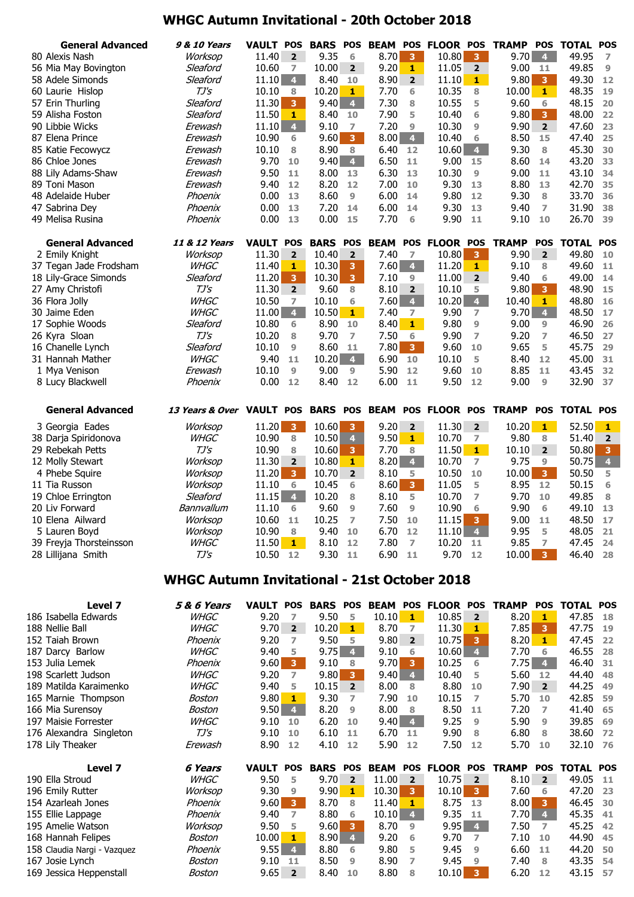# WHGC Autumn Invitational - 20th October 2018

| General Advanced | 9 & 10 Years | VAULT | POS | BARS | POS | BEAM | POS | FLOOR | POS | TRAMP | POS | TOTAL | POS |
|---|---|---|---|---|---|---|---|---|---|---|---|---|---|
| 80 Alexis Nash | Worksop | 11.40 | 2 | 9.35 | 6 | 8.70 | 3 | 10.80 | 3 | 9.70 | 4 | 49.95 | 7 |
| 56 Mia May Bovington | Sleaford | 10.60 | 7 | 10.00 | 2 | 9.20 | 1 | 11.05 | 2 | 9.00 | 11 | 49.85 | 9 |
| 58 Adele Simonds | Sleaford | 11.10 | 4 | 8.40 | 10 | 8.90 | 2 | 11.10 | 1 | 9.80 | 3 | 49.30 | 12 |
| 60 Laurie Hislop | TJ's | 10.10 | 8 | 10.20 | 1 | 7.70 | 6 | 10.35 | 8 | 10.00 | 1 | 48.35 | 19 |
| 57 Erin Thurling | Sleaford | 11.30 | 3 | 9.40 | 4 | 7.30 | 8 | 10.55 | 5 | 9.60 | 6 | 48.15 | 20 |
| 59 Alisha Foston | Sleaford | 11.50 | 1 | 8.40 | 10 | 7.90 | 5 | 10.40 | 6 | 9.80 | 3 | 48.00 | 22 |
| 90 Libbie Wicks | Erewash | 11.10 | 4 | 9.10 | 7 | 7.20 | 9 | 10.30 | 9 | 9.90 | 2 | 47.60 | 23 |
| 87 Elena Prince | Erewash | 10.90 | 6 | 9.60 | 3 | 8.00 | 4 | 10.40 | 6 | 8.50 | 15 | 47.40 | 25 |
| 85 Katie Fecowycz | Erewash | 10.10 | 8 | 8.90 | 8 | 6.40 | 12 | 10.60 | 4 | 9.30 | 8 | 45.30 | 30 |
| 86 Chloe Jones | Erewash | 9.70 | 10 | 9.40 | 4 | 6.50 | 11 | 9.00 | 15 | 8.60 | 14 | 43.20 | 33 |
| 88 Lily Adams-Shaw | Erewash | 9.50 | 11 | 8.00 | 13 | 6.30 | 13 | 10.30 | 9 | 9.00 | 11 | 43.10 | 34 |
| 89 Toni Mason | Erewash | 9.40 | 12 | 8.20 | 12 | 7.00 | 10 | 9.30 | 13 | 8.80 | 13 | 42.70 | 35 |
| 48 Adelaide Huber | Phoenix | 0.00 | 13 | 8.60 | 9 | 6.00 | 14 | 9.80 | 12 | 9.30 | 8 | 33.70 | 36 |
| 47 Sabrina Dey | Phoenix | 0.00 | 13 | 7.20 | 14 | 6.00 | 14 | 9.30 | 13 | 9.40 | 7 | 31.90 | 38 |
| 49 Melisa Rusina | Phoenix | 0.00 | 13 | 0.00 | 15 | 7.70 | 6 | 9.90 | 11 | 9.10 | 10 | 26.70 | 39 |

| General Advanced | 11 & 12 Years | VAULT | POS | BARS | POS | BEAM | POS | FLOOR | POS | TRAMP | POS | TOTAL | POS |
|---|---|---|---|---|---|---|---|---|---|---|---|---|---|
| 2 Emily Knight | Worksop | 11.30 | 2 | 10.40 | 2 | 7.40 | 7 | 10.80 | 3 | 9.90 | 2 | 49.80 | 10 |
| 37 Tegan Jade Frodsham | WHGC | 11.40 | 1 | 10.30 | 3 | 7.60 | 4 | 11.20 | 1 | 9.10 | 8 | 49.60 | 11 |
| 18 Lily-Grace Simonds | Sleaford | 11.20 | 3 | 10.30 | 3 | 7.10 | 9 | 11.00 | 2 | 9.40 | 6 | 49.00 | 14 |
| 27 Amy Christofi | TJ's | 11.30 | 2 | 9.60 | 8 | 8.10 | 2 | 10.10 | 5 | 9.80 | 3 | 48.90 | 15 |
| 36 Flora Jolly | WHGC | 10.50 | 7 | 10.10 | 6 | 7.60 | 4 | 10.20 | 4 | 10.40 | 1 | 48.80 | 16 |
| 30 Jaime Eden | WHGC | 11.00 | 4 | 10.50 | 1 | 7.40 | 7 | 9.90 | 7 | 9.70 | 4 | 48.50 | 17 |
| 17 Sophie Woods | Sleaford | 10.80 | 6 | 8.90 | 10 | 8.40 | 1 | 9.80 | 9 | 9.00 | 9 | 46.90 | 26 |
| 26 Kyra Sloan | TJ's | 10.20 | 8 | 9.70 | 7 | 7.50 | 6 | 9.90 | 7 | 9.20 | 7 | 46.50 | 27 |
| 16 Chanelle Lynch | Sleaford | 10.10 | 9 | 8.60 | 11 | 7.80 | 3 | 9.60 | 10 | 9.65 | 5 | 45.75 | 29 |
| 31 Hannah Mather | WHGC | 9.40 | 11 | 10.20 | 4 | 6.90 | 10 | 10.10 | 5 | 8.40 | 12 | 45.00 | 31 |
| 1 Mya Venison | Erewash | 10.10 | 9 | 9.00 | 9 | 5.90 | 12 | 9.60 | 10 | 8.85 | 11 | 43.45 | 32 |
| 8 Lucy Blackwell | Phoenix | 0.00 | 12 | 8.40 | 12 | 6.00 | 11 | 9.50 | 12 | 9.00 | 9 | 32.90 | 37 |

| General Advanced | 13 Years & Over | VAULT | POS | BARS | POS | BEAM | POS | FLOOR | POS | TRAMP | POS | TOTAL | POS |
|---|---|---|---|---|---|---|---|---|---|---|---|---|---|
| 3 Georgia Eades | Worksop | 11.20 | 3 | 10.60 | 3 | 9.20 | 2 | 11.30 | 2 | 10.20 | 1 | 52.50 | 1 |
| 38 Darja Spiridonova | WHGC | 10.90 | 8 | 10.50 | 4 | 9.50 | 1 | 10.70 | 7 | 9.80 | 8 | 51.40 | 2 |
| 29 Rebekah Petts | TJ's | 10.90 | 8 | 10.60 | 3 | 7.70 | 8 | 11.50 | 1 | 10.10 | 2 | 50.80 | 3 |
| 12 Molly Stewart | Worksop | 11.30 | 2 | 10.80 | 1 | 8.20 | 4 | 10.70 | 7 | 9.75 | 9 | 50.75 | 4 |
| 4 Phebe Squire | Worksop | 11.20 | 3 | 10.70 | 2 | 8.10 | 5 | 10.50 | 10 | 10.00 | 3 | 50.50 | 5 |
| 11 Tia Russon | Worksop | 11.10 | 6 | 10.45 | 6 | 8.60 | 3 | 11.05 | 5 | 8.95 | 12 | 50.15 | 6 |
| 19 Chloe Errington | Sleaford | 11.15 | 4 | 10.20 | 8 | 8.10 | 5 | 10.70 | 7 | 9.70 | 10 | 49.85 | 8 |
| 20 Liv Forward | Bannvallum | 11.10 | 6 | 9.60 | 9 | 7.60 | 9 | 10.90 | 6 | 9.90 | 6 | 49.10 | 13 |
| 10 Elena Ailward | Worksop | 10.60 | 11 | 10.25 | 7 | 7.50 | 10 | 11.15 | 3 | 9.00 | 11 | 48.50 | 17 |
| 5 Lauren Boyd | Worksop | 10.90 | 8 | 9.40 | 10 | 6.70 | 12 | 11.10 | 4 | 9.95 | 5 | 48.05 | 21 |
| 39 Freyja Thorsteinsson | WHGC | 11.50 | 1 | 8.10 | 12 | 7.80 | 7 | 10.20 | 11 | 9.85 | 7 | 47.45 | 24 |
| 28 Lillijana Smith | TJ's | 10.50 | 12 | 9.30 | 11 | 6.90 | 11 | 9.70 | 12 | 10.00 | 3 | 46.40 | 28 |

# WHGC Autumn Invitational - 21st October 2018

| Level 7 | 5 & 6 Years | VAULT | POS | BARS | POS | BEAM | POS | FLOOR | POS | TRAMP | POS | TOTAL | POS |
|---|---|---|---|---|---|---|---|---|---|---|---|---|---|
| 186 Isabella Edwards | WHGC | 9.20 | 7 | 9.50 | 5 | 10.10 | 1 | 10.85 | 2 | 8.20 | 1 | 47.85 | 18 |
| 188 Nellie Ball | WHGC | 9.70 | 2 | 10.20 | 1 | 8.70 | 7 | 11.30 | 1 | 7.85 | 3 | 47.75 | 19 |
| 152 Taiah Brown | Phoenix | 9.20 | 7 | 9.50 | 5 | 9.80 | 2 | 10.75 | 3 | 8.20 | 1 | 47.45 | 22 |
| 187 Darcy Barlow | WHGC | 9.40 | 5 | 9.75 | 4 | 9.10 | 6 | 10.60 | 4 | 7.70 | 6 | 46.55 | 28 |
| 153 Julia Lemek | Phoenix | 9.60 | 3 | 9.10 | 8 | 9.70 | 3 | 10.25 | 6 | 7.75 | 4 | 46.40 | 31 |
| 198 Scarlett Judson | WHGC | 9.20 | 7 | 9.80 | 3 | 9.40 | 4 | 10.40 | 5 | 5.60 | 12 | 44.40 | 48 |
| 189 Matilda Karaimenko | WHGC | 9.40 | 5 | 10.15 | 2 | 8.00 | 8 | 8.80 | 10 | 7.90 | 2 | 44.25 | 49 |
| 165 Marnie Thompson | Boston | 9.80 | 1 | 9.30 | 7 | 7.90 | 10 | 10.15 | 7 | 5.70 | 10 | 42.85 | 59 |
| 166 Mia Surensoy | Boston | 9.50 | 4 | 8.20 | 9 | 8.00 | 8 | 8.50 | 11 | 7.20 | 7 | 41.40 | 65 |
| 197 Maisie Forrester | WHGC | 9.10 | 10 | 6.20 | 10 | 9.40 | 4 | 9.25 | 9 | 5.90 | 9 | 39.85 | 69 |
| 176 Alexandra Singleton | TJ's | 9.10 | 10 | 6.10 | 11 | 6.70 | 11 | 9.90 | 8 | 6.80 | 8 | 38.60 | 72 |
| 178 Lily Theaker | Erewash | 8.90 | 12 | 4.10 | 12 | 5.90 | 12 | 7.50 | 12 | 5.70 | 10 | 32.10 | 76 |

| Level 7 | 6 Years | VAULT | POS | BARS | POS | BEAM | POS | FLOOR | POS | TRAMP | POS | TOTAL | POS |
|---|---|---|---|---|---|---|---|---|---|---|---|---|---|
| 190 Ella Stroud | WHGC | 9.50 | 5 | 9.70 | 2 | 11.00 | 2 | 10.75 | 2 | 8.10 | 2 | 49.05 | 11 |
| 196 Emily Rutter | Worksop | 9.30 | 9 | 9.90 | 1 | 10.30 | 3 | 10.10 | 3 | 7.60 | 6 | 47.20 | 23 |
| 154 Azarleah Jones | Phoenix | 9.60 | 3 | 8.70 | 8 | 11.40 | 1 | 8.75 | 13 | 8.00 | 3 | 46.45 | 30 |
| 155 Ellie Lappage | Phoenix | 9.40 | 7 | 8.80 | 6 | 10.10 | 4 | 9.35 | 11 | 7.70 | 4 | 45.35 | 41 |
| 195 Amelie Watson | Worksop | 9.50 | 5 | 9.60 | 3 | 8.70 | 9 | 9.95 | 4 | 7.50 | 7 | 45.25 | 42 |
| 168 Hannah Felipes | Boston | 10.00 | 1 | 8.90 | 4 | 9.20 | 6 | 9.70 | 7 | 7.10 | 10 | 44.90 | 45 |
| 158 Claudia Nargi - Vazquez | Phoenix | 9.55 | 4 | 8.80 | 6 | 9.80 | 5 | 9.45 | 9 | 6.60 | 11 | 44.20 | 50 |
| 167 Josie Lynch | Boston | 9.10 | 11 | 8.50 | 9 | 8.90 | 7 | 9.45 | 9 | 7.40 | 8 | 43.35 | 54 |
| 169 Jessica Heppenstall | Boston | 9.65 | 2 | 8.40 | 10 | 8.80 | 8 | 10.10 | 3 | 6.20 | 12 | 43.15 | 57 |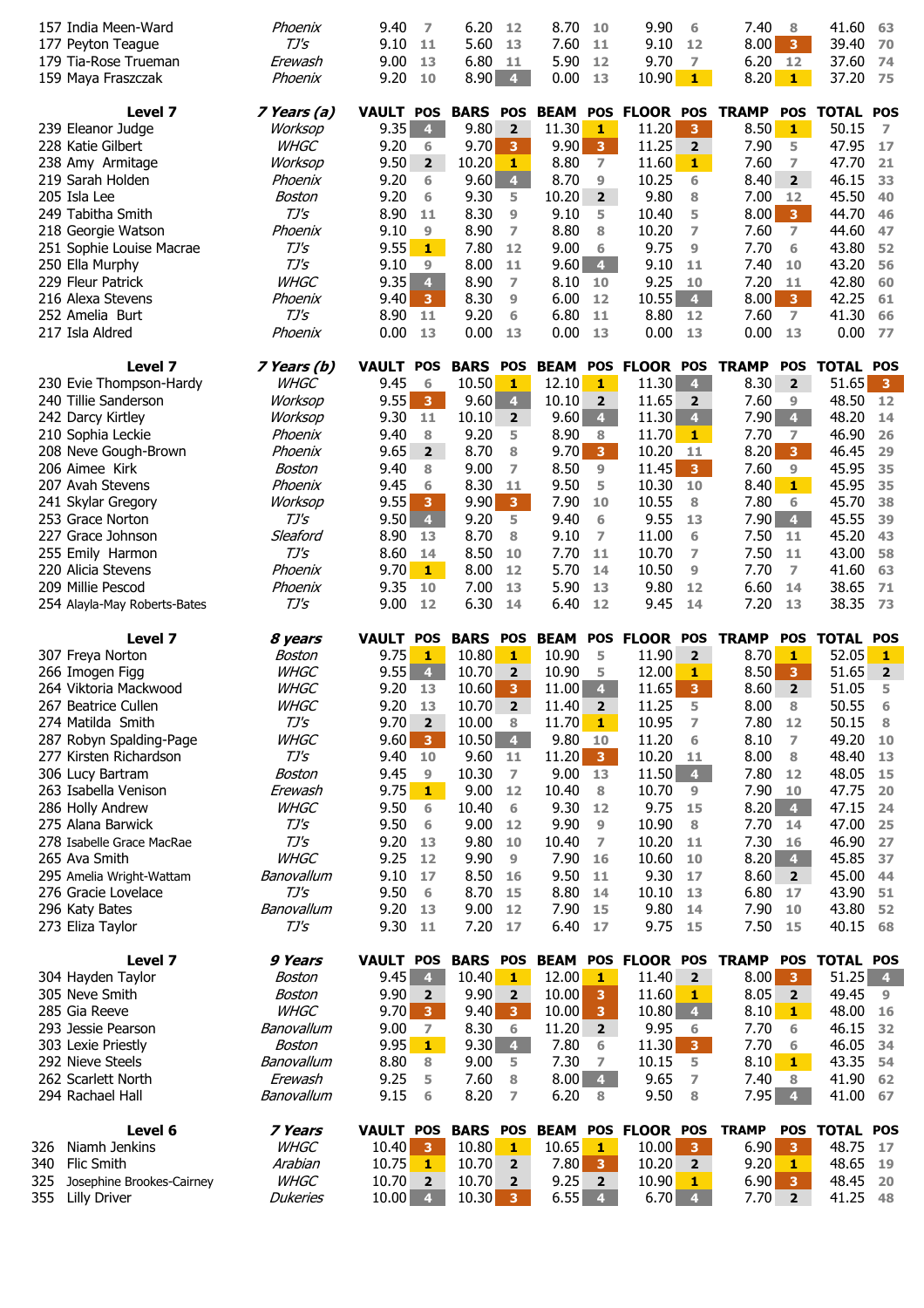| | | VAULT | POS | BARS | POS | BEAM | POS | FLOOR | POS | TRAMP | POS | TOTAL | POS |
|---|---|---|---|---|---|---|---|---|---|---|---|---|---|
| 157 India Meen-Ward | *Phoenix* | 9.40 | 7 | 6.20 | 12 | 8.70 | 10 | 9.90 | 6 | 7.40 | 8 | 41.60 | 63 |
| 177 Peyton Teague | *TJ's* | 9.10 | 11 | 5.60 | 13 | 7.60 | 11 | 9.10 | 12 | 8.00 | 3 | 39.40 | 70 |
| 179 Tia-Rose Trueman | *Erewash* | 9.00 | 13 | 6.80 | 11 | 5.90 | 12 | 9.70 | 7 | 6.20 | 12 | 37.60 | 74 |
| 159 Maya Fraszczak | *Phoenix* | 9.20 | 10 | 8.90 | 4 | 0.00 | 13 | 10.90 | 1 | 8.20 | 1 | 37.20 | 75 |

| **Level 7** | ***7 Years (a)*** | **VAULT** | **POS** | **BARS** | **POS** | **BEAM** | **POS** | **FLOOR** | **POS** | **TRAMP** | **POS** | **TOTAL** | **POS** |
|---|---|---|---|---|---|---|---|---|---|---|---|---|---|
| 239 Eleanor Judge | *Worksop* | 9.35 | 4 | 9.80 | 2 | 11.30 | 1 | 11.20 | 3 | 8.50 | 1 | 50.15 | 7 |
| 228 Katie Gilbert | *WHGC* | 9.20 | 6 | 9.70 | 3 | 9.90 | 3 | 11.25 | 2 | 7.90 | 5 | 47.95 | 17 |
| 238 Amy Armitage | *Worksop* | 9.50 | 2 | 10.20 | 1 | 8.80 | 7 | 11.60 | 1 | 7.60 | 7 | 47.70 | 21 |
| 219 Sarah Holden | *Phoenix* | 9.20 | 6 | 9.60 | 4 | 8.70 | 9 | 10.25 | 6 | 8.40 | 2 | 46.15 | 33 |
| 205 Isla Lee | *Boston* | 9.20 | 6 | 9.30 | 5 | 10.20 | 2 | 9.80 | 8 | 7.00 | 12 | 45.50 | 40 |
| 249 Tabitha Smith | *TJ's* | 8.90 | 11 | 8.30 | 9 | 9.10 | 5 | 10.40 | 5 | 8.00 | 3 | 44.70 | 46 |
| 218 Georgie Watson | *Phoenix* | 9.10 | 9 | 8.90 | 7 | 8.80 | 8 | 10.20 | 7 | 7.60 | 7 | 44.60 | 47 |
| 251 Sophie Louise Macrae | *TJ's* | 9.55 | 1 | 7.80 | 12 | 9.00 | 6 | 9.75 | 9 | 7.70 | 6 | 43.80 | 52 |
| 250 Ella Murphy | *TJ's* | 9.10 | 9 | 8.00 | 11 | 9.60 | 4 | 9.10 | 11 | 7.40 | 10 | 43.20 | 56 |
| 229 Fleur Patrick | *WHGC* | 9.35 | 4 | 8.90 | 7 | 8.10 | 10 | 9.25 | 10 | 7.20 | 11 | 42.80 | 60 |
| 216 Alexa Stevens | *Phoenix* | 9.40 | 3 | 8.30 | 9 | 6.00 | 12 | 10.55 | 4 | 8.00 | 3 | 42.25 | 61 |
| 252 Amelia Burt | *TJ's* | 8.90 | 11 | 9.20 | 6 | 6.80 | 11 | 8.80 | 12 | 7.60 | 7 | 41.30 | 66 |
| 217 Isla Aldred | *Phoenix* | 0.00 | 13 | 0.00 | 13 | 0.00 | 13 | 0.00 | 13 | 0.00 | 13 | 0.00 | 77 |

| **Level 7** | ***7 Years (b)*** | **VAULT** | **POS** | **BARS** | **POS** | **BEAM** | **POS** | **FLOOR** | **POS** | **TRAMP** | **POS** | **TOTAL** | **POS** |
|---|---|---|---|---|---|---|---|---|---|---|---|---|---|
| 230 Evie Thompson-Hardy | *WHGC* | 9.45 | 6 | 10.50 | 1 | 12.10 | 1 | 11.30 | 4 | 8.30 | 2 | 51.65 | 3 |
| 240 Tillie Sanderson | *Worksop* | 9.55 | 3 | 9.60 | 4 | 10.10 | 2 | 11.65 | 2 | 7.60 | 9 | 48.50 | 12 |
| 242 Darcy Kirtley | *Worksop* | 9.30 | 11 | 10.10 | 2 | 9.60 | 4 | 11.30 | 4 | 7.90 | 4 | 48.20 | 14 |
| 210 Sophia Leckie | *Phoenix* | 9.40 | 8 | 9.20 | 5 | 8.90 | 8 | 11.70 | 1 | 7.70 | 7 | 46.90 | 26 |
| 208 Neve Gough-Brown | *Phoenix* | 9.65 | 2 | 8.70 | 8 | 9.70 | 3 | 10.20 | 11 | 8.20 | 3 | 46.45 | 29 |
| 206 Aimee Kirk | *Boston* | 9.40 | 8 | 9.00 | 7 | 8.50 | 9 | 11.45 | 3 | 7.60 | 9 | 45.95 | 35 |
| 207 Avah Stevens | *Phoenix* | 9.45 | 6 | 8.30 | 11 | 9.50 | 5 | 10.30 | 10 | 8.40 | 1 | 45.95 | 35 |
| 241 Skylar Gregory | *Worksop* | 9.55 | 3 | 9.90 | 3 | 7.90 | 10 | 10.55 | 8 | 7.80 | 6 | 45.70 | 38 |
| 253 Grace Norton | *TJ's* | 9.50 | 4 | 9.20 | 5 | 9.40 | 6 | 9.55 | 13 | 7.90 | 4 | 45.55 | 39 |
| 227 Grace Johnson | *Sleaford* | 8.90 | 13 | 8.70 | 8 | 9.10 | 7 | 11.00 | 6 | 7.50 | 11 | 45.20 | 43 |
| 255 Emily Harmon | *TJ's* | 8.60 | 14 | 8.50 | 10 | 7.70 | 11 | 10.70 | 7 | 7.50 | 11 | 43.00 | 58 |
| 220 Alicia Stevens | *Phoenix* | 9.70 | 1 | 8.00 | 12 | 5.70 | 14 | 10.50 | 9 | 7.70 | 7 | 41.60 | 63 |
| 209 Millie Pescod | *Phoenix* | 9.35 | 10 | 7.00 | 13 | 5.90 | 13 | 9.80 | 12 | 6.60 | 14 | 38.65 | 71 |
| 254 Alayla-May Roberts-Bates | *TJ's* | 9.00 | 12 | 6.30 | 14 | 6.40 | 12 | 9.45 | 14 | 7.20 | 13 | 38.35 | 73 |

| **Level 7** | ***8 years*** | **VAULT** | **POS** | **BARS** | **POS** | **BEAM** | **POS** | **FLOOR** | **POS** | **TRAMP** | **POS** | **TOTAL** | **POS** |
|---|---|---|---|---|---|---|---|---|---|---|---|---|---|
| 307 Freya Norton | *Boston* | 9.75 | 1 | 10.80 | 1 | 10.90 | 5 | 11.90 | 2 | 8.70 | 1 | 52.05 | 1 |
| 266 Imogen Figg | *WHGC* | 9.55 | 4 | 10.70 | 2 | 10.90 | 5 | 12.00 | 1 | 8.50 | 3 | 51.65 | 2 |
| 264 Viktoria Mackwood | *WHGC* | 9.20 | 13 | 10.60 | 3 | 11.00 | 4 | 11.65 | 3 | 8.60 | 2 | 51.05 | 5 |
| 267 Beatrice Cullen | *WHGC* | 9.20 | 13 | 10.70 | 2 | 11.40 | 2 | 11.25 | 5 | 8.00 | 8 | 50.55 | 6 |
| 274 Matilda Smith | *TJ's* | 9.70 | 2 | 10.00 | 8 | 11.70 | 1 | 10.95 | 7 | 7.80 | 12 | 50.15 | 8 |
| 287 Robyn Spalding-Page | *WHGC* | 9.60 | 3 | 10.50 | 4 | 9.80 | 10 | 11.20 | 6 | 8.10 | 7 | 49.20 | 10 |
| 277 Kirsten Richardson | *TJ's* | 9.40 | 10 | 9.60 | 11 | 11.20 | 3 | 10.20 | 11 | 8.00 | 8 | 48.40 | 13 |
| 306 Lucy Bartram | *Boston* | 9.45 | 9 | 10.30 | 7 | 9.00 | 13 | 11.50 | 4 | 7.80 | 12 | 48.05 | 15 |
| 263 Isabella Venison | *Erewash* | 9.75 | 1 | 9.00 | 12 | 10.40 | 8 | 10.70 | 9 | 7.90 | 10 | 47.75 | 20 |
| 286 Holly Andrew | *WHGC* | 9.50 | 6 | 10.40 | 6 | 9.30 | 12 | 9.75 | 15 | 8.20 | 4 | 47.15 | 24 |
| 275 Alana Barwick | *TJ's* | 9.50 | 6 | 9.00 | 12 | 9.90 | 9 | 10.90 | 8 | 7.70 | 14 | 47.00 | 25 |
| 278 Isabelle Grace MacRae | *TJ's* | 9.20 | 13 | 9.80 | 10 | 10.40 | 7 | 10.20 | 11 | 7.30 | 16 | 46.90 | 27 |
| 265 Ava Smith | *WHGC* | 9.25 | 12 | 9.90 | 9 | 7.90 | 16 | 10.60 | 10 | 8.20 | 4 | 45.85 | 37 |
| 295 Amelia Wright-Wattam | *Banovallum* | 9.10 | 17 | 8.50 | 16 | 9.50 | 11 | 9.30 | 17 | 8.60 | 2 | 45.00 | 44 |
| 276 Gracie Lovelace | *TJ's* | 9.50 | 6 | 8.70 | 15 | 8.80 | 14 | 10.10 | 13 | 6.80 | 17 | 43.90 | 51 |
| 296 Katy Bates | *Banovallum* | 9.20 | 13 | 9.00 | 12 | 7.90 | 15 | 9.80 | 14 | 7.90 | 10 | 43.80 | 52 |
| 273 Eliza Taylor | *TJ's* | 9.30 | 11 | 7.20 | 17 | 6.40 | 17 | 9.75 | 15 | 7.50 | 15 | 40.15 | 68 |

| **Level 7** | ***9 Years*** | **VAULT** | **POS** | **BARS** | **POS** | **BEAM** | **POS** | **FLOOR** | **POS** | **TRAMP** | **POS** | **TOTAL** | **POS** |
|---|---|---|---|---|---|---|---|---|---|---|---|---|---|
| 304 Hayden Taylor | *Boston* | 9.45 | 4 | 10.40 | 1 | 12.00 | 1 | 11.40 | 2 | 8.00 | 3 | 51.25 | 4 |
| 305 Neve Smith | *Boston* | 9.90 | 2 | 9.90 | 2 | 10.00 | 3 | 11.60 | 1 | 8.05 | 2 | 49.45 | 9 |
| 285 Gia Reeve | *WHGC* | 9.70 | 3 | 9.40 | 3 | 10.00 | 3 | 10.80 | 4 | 8.10 | 1 | 48.00 | 16 |
| 293 Jessie Pearson | *Banovallum* | 9.00 | 7 | 8.30 | 6 | 11.20 | 2 | 9.95 | 6 | 7.70 | 6 | 46.15 | 32 |
| 303 Lexie Priestly | *Boston* | 9.95 | 1 | 9.30 | 4 | 7.80 | 6 | 11.30 | 3 | 7.70 | 6 | 46.05 | 34 |
| 292 Nieve Steels | *Banovallum* | 8.80 | 8 | 9.00 | 5 | 7.30 | 7 | 10.15 | 5 | 8.10 | 1 | 43.35 | 54 |
| 262 Scarlett North | *Erewash* | 9.25 | 5 | 7.60 | 8 | 8.00 | 4 | 9.65 | 7 | 7.40 | 8 | 41.90 | 62 |
| 294 Rachael Hall | *Banovallum* | 9.15 | 6 | 8.20 | 7 | 6.20 | 8 | 9.50 | 8 | 7.95 | 4 | 41.00 | 67 |

| **Level 6** | ***7 Years*** | **VAULT** | **POS** | **BARS** | **POS** | **BEAM** | **POS** | **FLOOR** | **POS** | **TRAMP** | **POS** | **TOTAL** | **POS** |
|---|---|---|---|---|---|---|---|---|---|---|---|---|---|
| 326 Niamh Jenkins | *WHGC* | 10.40 | 3 | 10.80 | 1 | 10.65 | 1 | 10.00 | 3 | 6.90 | 3 | 48.75 | 17 |
| 340 Flic Smith | *Arabian* | 10.75 | 1 | 10.70 | 2 | 7.80 | 3 | 10.20 | 2 | 9.20 | 1 | 48.65 | 19 |
| 325 Josephine Brookes-Cairney | *WHGC* | 10.70 | 2 | 10.70 | 2 | 9.25 | 2 | 10.90 | 1 | 6.90 | 3 | 48.45 | 20 |
| 355 Lilly Driver | *Dukeries* | 10.00 | 4 | 10.30 | 3 | 6.55 | 4 | 6.70 | 4 | 7.70 | 2 | 41.25 | 48 |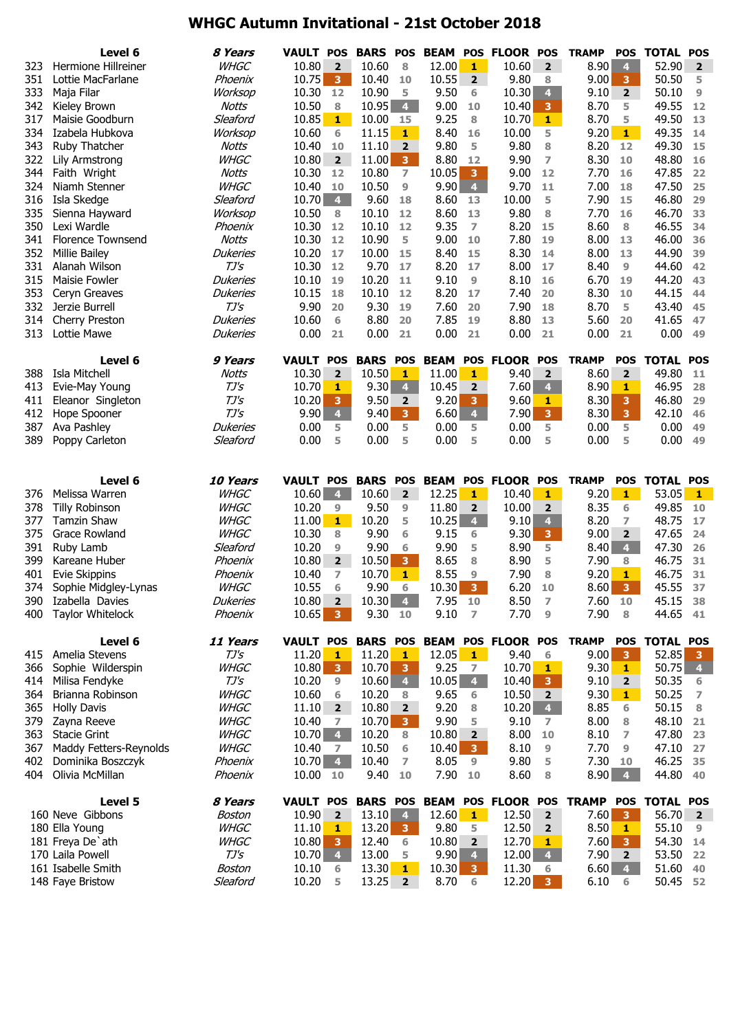# WHGC Autumn Invitational - 21st October 2018

| | Level 6 | 8 Years | VAULT | POS | BARS | POS | BEAM | POS | FLOOR | POS | TRAMP | POS | TOTAL | POS |
|---|---|---|---|---|---|---|---|---|---|---|---|---|---|---|
| 323 | Hermione Hillreiner | WHGC | 10.80 | 2 | 10.60 | 8 | 12.00 | 1 | 10.60 | 2 | 8.90 | 4 | 52.90 | 2 |
| 351 | Lottie MacFarlane | Phoenix | 10.75 | 3 | 10.40 | 10 | 10.55 | 2 | 9.80 | 8 | 9.00 | 3 | 50.50 | 5 |
| 333 | Maja Filar | Worksop | 10.30 | 12 | 10.90 | 5 | 9.50 | 6 | 10.30 | 4 | 9.10 | 2 | 50.10 | 9 |
| 342 | Kieley Brown | Notts | 10.50 | 8 | 10.95 | 4 | 9.00 | 10 | 10.40 | 3 | 8.70 | 5 | 49.55 | 12 |
| 317 | Maisie Goodburn | Sleaford | 10.85 | 1 | 10.00 | 15 | 9.25 | 8 | 10.70 | 1 | 8.70 | 5 | 49.50 | 13 |
| 334 | Izabela Hubkova | Worksop | 10.60 | 6 | 11.15 | 1 | 8.40 | 16 | 10.00 | 5 | 9.20 | 1 | 49.35 | 14 |
| 343 | Ruby Thatcher | Notts | 10.40 | 10 | 11.10 | 2 | 9.80 | 5 | 9.80 | 8 | 8.20 | 12 | 49.30 | 15 |
| 322 | Lily Armstrong | WHGC | 10.80 | 2 | 11.00 | 3 | 8.80 | 12 | 9.90 | 7 | 8.30 | 10 | 48.80 | 16 |
| 344 | Faith Wright | Notts | 10.30 | 12 | 10.80 | 7 | 10.05 | 3 | 9.00 | 12 | 7.70 | 16 | 47.85 | 22 |
| 324 | Niamh Stenner | WHGC | 10.40 | 10 | 10.50 | 9 | 9.90 | 4 | 9.70 | 11 | 7.00 | 18 | 47.50 | 25 |
| 316 | Isla Skedge | Sleaford | 10.70 | 4 | 9.60 | 18 | 8.60 | 13 | 10.00 | 5 | 7.90 | 15 | 46.80 | 29 |
| 335 | Sienna Hayward | Worksop | 10.50 | 8 | 10.10 | 12 | 8.60 | 13 | 9.80 | 8 | 7.70 | 16 | 46.70 | 33 |
| 350 | Lexi Wardle | Phoenix | 10.30 | 12 | 10.10 | 12 | 9.35 | 7 | 8.20 | 15 | 8.60 | 8 | 46.55 | 34 |
| 341 | Florence Townsend | Notts | 10.30 | 12 | 10.90 | 5 | 9.00 | 10 | 7.80 | 19 | 8.00 | 13 | 46.00 | 36 |
| 352 | Millie Bailey | Dukeries | 10.20 | 17 | 10.00 | 15 | 8.40 | 15 | 8.30 | 14 | 8.00 | 13 | 44.90 | 39 |
| 331 | Alanah Wilson | TJ's | 10.30 | 12 | 9.70 | 17 | 8.20 | 17 | 8.00 | 17 | 8.40 | 9 | 44.60 | 42 |
| 315 | Maisie Fowler | Dukeries | 10.10 | 19 | 10.20 | 11 | 9.10 | 9 | 8.10 | 16 | 6.70 | 19 | 44.20 | 43 |
| 353 | Ceryn Greaves | Dukeries | 10.15 | 18 | 10.10 | 12 | 8.20 | 17 | 7.40 | 20 | 8.30 | 10 | 44.15 | 44 |
| 332 | Jerzie Burrell | TJ's | 9.90 | 20 | 9.30 | 19 | 7.60 | 20 | 7.90 | 18 | 8.70 | 5 | 43.40 | 45 |
| 314 | Cherry Preston | Dukeries | 10.60 | 6 | 8.80 | 20 | 7.85 | 19 | 8.80 | 13 | 5.60 | 20 | 41.65 | 47 |
| 313 | Lottie Mawe | Dukeries | 0.00 | 21 | 0.00 | 21 | 0.00 | 21 | 0.00 | 21 | 0.00 | 21 | 0.00 | 49 |

| | Level 6 | 9 Years | VAULT | POS | BARS | POS | BEAM | POS | FLOOR | POS | TRAMP | POS | TOTAL | POS |
|---|---|---|---|---|---|---|---|---|---|---|---|---|---|---|
| 388 | Isla Mitchell | Notts | 10.30 | 2 | 10.50 | 1 | 11.00 | 1 | 9.40 | 2 | 8.60 | 2 | 49.80 | 11 |
| 413 | Evie-May Young | TJ's | 10.70 | 1 | 9.30 | 4 | 10.45 | 2 | 7.60 | 4 | 8.90 | 1 | 46.95 | 28 |
| 411 | Eleanor Singleton | TJ's | 10.20 | 3 | 9.50 | 2 | 9.20 | 3 | 9.60 | 1 | 8.30 | 3 | 46.80 | 29 |
| 412 | Hope Spooner | TJ's | 9.90 | 4 | 9.40 | 3 | 6.60 | 4 | 7.90 | 3 | 8.30 | 3 | 42.10 | 46 |
| 387 | Ava Pashley | Dukeries | 0.00 | 5 | 0.00 | 5 | 0.00 | 5 | 0.00 | 5 | 0.00 | 5 | 0.00 | 49 |
| 389 | Poppy Carleton | Sleaford | 0.00 | 5 | 0.00 | 5 | 0.00 | 5 | 0.00 | 5 | 0.00 | 5 | 0.00 | 49 |

| | Level 6 | 10 Years | VAULT | POS | BARS | POS | BEAM | POS | FLOOR | POS | TRAMP | POS | TOTAL | POS |
|---|---|---|---|---|---|---|---|---|---|---|---|---|---|---|
| 376 | Melissa Warren | WHGC | 10.60 | 4 | 10.60 | 2 | 12.25 | 1 | 10.40 | 1 | 9.20 | 1 | 53.05 | 1 |
| 378 | Tilly Robinson | WHGC | 10.20 | 9 | 9.50 | 9 | 11.80 | 2 | 10.00 | 2 | 8.35 | 6 | 49.85 | 10 |
| 377 | Tamzin Shaw | WHGC | 11.00 | 1 | 10.20 | 5 | 10.25 | 4 | 9.10 | 4 | 8.20 | 7 | 48.75 | 17 |
| 375 | Grace Rowland | WHGC | 10.30 | 8 | 9.90 | 6 | 9.15 | 6 | 9.30 | 3 | 9.00 | 2 | 47.65 | 24 |
| 391 | Ruby Lamb | Sleaford | 10.20 | 9 | 9.90 | 6 | 9.90 | 5 | 8.90 | 5 | 8.40 | 4 | 47.30 | 26 |
| 399 | Kareane Huber | Phoenix | 10.80 | 2 | 10.50 | 3 | 8.65 | 8 | 8.90 | 5 | 7.90 | 8 | 46.75 | 31 |
| 401 | Evie Skippins | Phoenix | 10.40 | 7 | 10.70 | 1 | 8.55 | 9 | 7.90 | 8 | 9.20 | 1 | 46.75 | 31 |
| 374 | Sophie Midgley-Lynas | WHGC | 10.55 | 6 | 9.90 | 6 | 10.30 | 3 | 6.20 | 10 | 8.60 | 3 | 45.55 | 37 |
| 390 | Izabella Davies | Dukeries | 10.80 | 2 | 10.30 | 4 | 7.95 | 10 | 8.50 | 7 | 7.60 | 10 | 45.15 | 38 |
| 400 | Taylor Whitelock | Phoenix | 10.65 | 3 | 9.30 | 10 | 9.10 | 7 | 7.70 | 9 | 7.90 | 8 | 44.65 | 41 |

| | Level 6 | 11 Years | VAULT | POS | BARS | POS | BEAM | POS | FLOOR | POS | TRAMP | POS | TOTAL | POS |
|---|---|---|---|---|---|---|---|---|---|---|---|---|---|---|
| 415 | Amelia Stevens | TJ's | 11.20 | 1 | 11.20 | 1 | 12.05 | 1 | 9.40 | 6 | 9.00 | 3 | 52.85 | 3 |
| 366 | Sophie Wilderspin | WHGC | 10.80 | 3 | 10.70 | 3 | 9.25 | 7 | 10.70 | 1 | 9.30 | 1 | 50.75 | 4 |
| 414 | Milisa Fendyke | TJ's | 10.20 | 9 | 10.60 | 4 | 10.05 | 4 | 10.40 | 3 | 9.10 | 2 | 50.35 | 6 |
| 364 | Brianna Robinson | WHGC | 10.60 | 6 | 10.20 | 8 | 9.65 | 6 | 10.50 | 2 | 9.30 | 1 | 50.25 | 7 |
| 365 | Holly Davis | WHGC | 11.10 | 2 | 10.80 | 2 | 9.20 | 8 | 10.20 | 4 | 8.85 | 6 | 50.15 | 8 |
| 379 | Zayna Reeve | WHGC | 10.40 | 7 | 10.70 | 3 | 9.90 | 5 | 9.10 | 7 | 8.00 | 8 | 48.10 | 21 |
| 363 | Stacie Grint | WHGC | 10.70 | 4 | 10.20 | 8 | 10.80 | 2 | 8.00 | 10 | 8.10 | 7 | 47.80 | 23 |
| 367 | Maddy Fetters-Reynolds | WHGC | 10.40 | 7 | 10.50 | 6 | 10.40 | 3 | 8.10 | 9 | 7.70 | 9 | 47.10 | 27 |
| 402 | Dominika Boszczyk | Phoenix | 10.70 | 4 | 10.40 | 7 | 8.05 | 9 | 9.80 | 5 | 7.30 | 10 | 46.25 | 35 |
| 404 | Olivia McMillan | Phoenix | 10.00 | 10 | 9.40 | 10 | 7.90 | 10 | 8.60 | 8 | 8.90 | 4 | 44.80 | 40 |

| | Level 5 | 8 Years | VAULT | POS | BARS | POS | BEAM | POS | FLOOR | POS | TRAMP | POS | TOTAL | POS |
|---|---|---|---|---|---|---|---|---|---|---|---|---|---|---|
| 160 | Neve Gibbons | Boston | 10.90 | 2 | 13.10 | 4 | 12.60 | 1 | 12.50 | 2 | 7.60 | 3 | 56.70 | 2 |
| 180 | Ella Young | WHGC | 11.10 | 1 | 13.20 | 3 | 9.80 | 5 | 12.50 | 2 | 8.50 | 1 | 55.10 | 9 |
| 181 | Freya De`ath | WHGC | 10.80 | 3 | 12.40 | 6 | 10.80 | 2 | 12.70 | 1 | 7.60 | 3 | 54.30 | 14 |
| 170 | Laila Powell | TJ's | 10.70 | 4 | 13.00 | 5 | 9.90 | 4 | 12.00 | 4 | 7.90 | 2 | 53.50 | 22 |
| 161 | Isabelle Smith | Boston | 10.10 | 6 | 13.30 | 1 | 10.30 | 3 | 11.30 | 6 | 6.60 | 4 | 51.60 | 40 |
| 148 | Faye Bristow | Sleaford | 10.20 | 5 | 13.25 | 2 | 8.70 | 6 | 12.20 | 3 | 6.10 | 6 | 50.45 | 52 |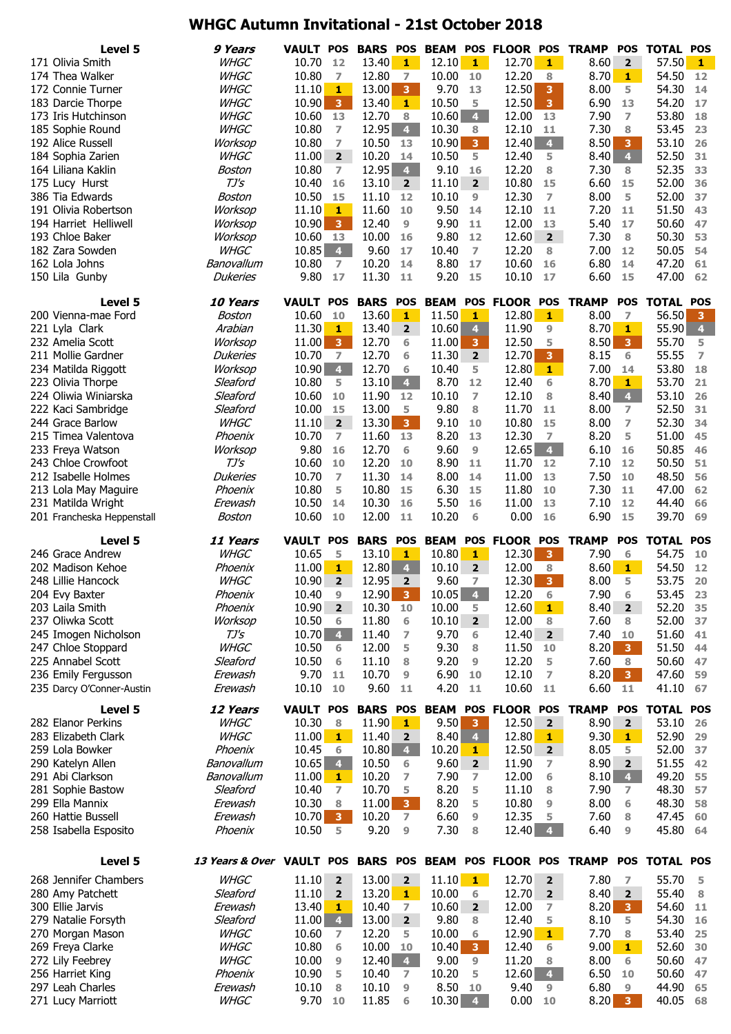# WHGC Autumn Invitational - 21st October 2018

| Level 5 | 9 Years | VAULT | POS | BARS | POS | BEAM | POS | FLOOR | POS | TRAMP | POS | TOTAL | POS |
|---|---|---|---|---|---|---|---|---|---|---|---|---|---|
| 171 Olivia Smith | WHGC | 10.70 | 12 | 13.40 | 1 | 12.10 | 1 | 12.70 | 1 | 8.60 | 2 | 57.50 | 1 |
| 174 Thea Walker | WHGC | 10.80 | 7 | 12.80 | 7 | 10.00 | 10 | 12.20 | 8 | 8.70 | 1 | 54.50 | 12 |
| 172 Connie Turner | WHGC | 11.10 | 1 | 13.00 | 3 | 9.70 | 13 | 12.50 | 3 | 8.00 | 5 | 54.30 | 14 |
| 183 Darcie Thorpe | WHGC | 10.90 | 3 | 13.40 | 1 | 10.50 | 5 | 12.50 | 3 | 6.90 | 13 | 54.20 | 17 |
| 173 Iris Hutchinson | WHGC | 10.60 | 13 | 12.70 | 8 | 10.60 | 4 | 12.00 | 13 | 7.90 | 7 | 53.80 | 18 |
| 185 Sophie Round | WHGC | 10.80 | 7 | 12.95 | 4 | 10.30 | 8 | 12.10 | 11 | 7.30 | 8 | 53.45 | 23 |
| 192 Alice Russell | Worksop | 10.80 | 7 | 10.50 | 13 | 10.90 | 3 | 12.40 | 4 | 8.50 | 3 | 53.10 | 26 |
| 184 Sophia Zarien | WHGC | 11.00 | 2 | 10.20 | 14 | 10.50 | 5 | 12.40 | 5 | 8.40 | 4 | 52.50 | 31 |
| 164 Liliana Kaklin | Boston | 10.80 | 7 | 12.95 | 4 | 9.10 | 16 | 12.20 | 8 | 7.30 | 8 | 52.35 | 33 |
| 175 Lucy Hurst | TJ's | 10.40 | 16 | 13.10 | 2 | 11.10 | 2 | 10.80 | 15 | 6.60 | 15 | 52.00 | 36 |
| 386 Tia Edwards | Boston | 10.50 | 15 | 11.10 | 12 | 10.10 | 9 | 12.30 | 7 | 8.00 | 5 | 52.00 | 37 |
| 191 Olivia Robertson | Worksop | 11.10 | 1 | 11.60 | 10 | 9.50 | 14 | 12.10 | 11 | 7.20 | 11 | 51.50 | 43 |
| 194 Harriet Helliwell | Worksop | 10.90 | 3 | 12.40 | 9 | 9.90 | 11 | 12.00 | 13 | 5.40 | 17 | 50.60 | 47 |
| 193 Chloe Baker | Worksop | 10.60 | 13 | 10.00 | 16 | 9.80 | 12 | 12.60 | 2 | 7.30 | 8 | 50.30 | 53 |
| 182 Zara Sowden | WHGC | 10.85 | 4 | 9.60 | 17 | 10.40 | 7 | 12.20 | 8 | 7.00 | 12 | 50.05 | 54 |
| 162 Lola Johns | Banovallum | 10.80 | 7 | 10.20 | 14 | 8.80 | 17 | 10.60 | 16 | 6.80 | 14 | 47.20 | 61 |
| 150 Lila Gunby | Dukeries | 9.80 | 17 | 11.30 | 11 | 9.20 | 15 | 10.10 | 17 | 6.60 | 15 | 47.00 | 62 |

| Level 5 | 10 Years | VAULT | POS | BARS | POS | BEAM | POS | FLOOR | POS | TRAMP | POS | TOTAL | POS |
|---|---|---|---|---|---|---|---|---|---|---|---|---|---|
| 200 Vienna-mae Ford | Boston | 10.60 | 10 | 13.60 | 1 | 11.50 | 1 | 12.80 | 1 | 8.00 | 7 | 56.50 | 3 |
| 221 Lyla Clark | Arabian | 11.30 | 1 | 13.40 | 2 | 10.60 | 4 | 11.90 | 9 | 8.70 | 1 | 55.90 | 4 |
| 232 Amelia Scott | Worksop | 11.00 | 3 | 12.70 | 6 | 11.00 | 3 | 12.50 | 5 | 8.50 | 3 | 55.70 | 5 |
| 211 Mollie Gardner | Dukeries | 10.70 | 7 | 12.70 | 6 | 11.30 | 2 | 12.70 | 3 | 8.15 | 6 | 55.55 | 7 |
| 234 Matilda Riggott | Worksop | 10.90 | 4 | 12.70 | 6 | 10.40 | 5 | 12.80 | 1 | 7.00 | 14 | 53.80 | 18 |
| 223 Olivia Thorpe | Sleaford | 10.80 | 5 | 13.10 | 4 | 8.70 | 12 | 12.40 | 6 | 8.70 | 1 | 53.70 | 21 |
| 224 Oliwia Winiarska | Sleaford | 10.60 | 10 | 11.90 | 12 | 10.10 | 7 | 12.10 | 8 | 8.40 | 4 | 53.10 | 26 |
| 222 Kaci Sambridge | Sleaford | 10.00 | 15 | 13.00 | 5 | 9.80 | 8 | 11.70 | 11 | 8.00 | 7 | 52.50 | 31 |
| 244 Grace Barlow | WHGC | 11.10 | 2 | 13.30 | 3 | 9.10 | 10 | 10.80 | 15 | 8.00 | 7 | 52.30 | 34 |
| 215 Timea Valentova | Phoenix | 10.70 | 7 | 11.60 | 13 | 8.20 | 13 | 12.30 | 7 | 8.20 | 5 | 51.00 | 45 |
| 233 Freya Watson | Worksop | 9.80 | 16 | 12.70 | 6 | 9.60 | 9 | 12.65 | 4 | 6.10 | 16 | 50.85 | 46 |
| 243 Chloe Crowfoot | TJ's | 10.60 | 10 | 12.20 | 10 | 8.90 | 11 | 11.70 | 12 | 7.10 | 12 | 50.50 | 51 |
| 212 Isabelle Holmes | Dukeries | 10.70 | 7 | 11.30 | 14 | 8.00 | 14 | 11.00 | 13 | 7.50 | 10 | 48.50 | 56 |
| 213 Lola May Maguire | Phoenix | 10.80 | 5 | 10.80 | 15 | 6.30 | 15 | 11.80 | 10 | 7.30 | 11 | 47.00 | 62 |
| 231 Matilda Wright | Erewash | 10.50 | 14 | 10.30 | 16 | 5.50 | 16 | 11.00 | 13 | 7.10 | 12 | 44.40 | 66 |
| 201 Francheska Heppenstall | Boston | 10.60 | 10 | 12.00 | 11 | 10.20 | 6 | 0.00 | 16 | 6.90 | 15 | 39.70 | 69 |

| Level 5 | 11 Years | VAULT | POS | BARS | POS | BEAM | POS | FLOOR | POS | TRAMP | POS | TOTAL | POS |
|---|---|---|---|---|---|---|---|---|---|---|---|---|---|
| 246 Grace Andrew | WHGC | 10.65 | 5 | 13.10 | 1 | 10.80 | 1 | 12.30 | 3 | 7.90 | 6 | 54.75 | 10 |
| 202 Madison Kehoe | Phoenix | 11.00 | 1 | 12.80 | 4 | 10.10 | 2 | 12.00 | 8 | 8.60 | 1 | 54.50 | 12 |
| 248 Lillie Hancock | WHGC | 10.90 | 2 | 12.95 | 2 | 9.60 | 7 | 12.30 | 3 | 8.00 | 5 | 53.75 | 20 |
| 204 Evy Baxter | Phoenix | 10.40 | 9 | 12.90 | 3 | 10.05 | 4 | 12.20 | 6 | 7.90 | 6 | 53.45 | 23 |
| 203 Laila Smith | Phoenix | 10.90 | 2 | 10.30 | 10 | 10.00 | 5 | 12.60 | 1 | 8.40 | 2 | 52.20 | 35 |
| 237 Oliwka Scott | Worksop | 10.50 | 6 | 11.80 | 6 | 10.10 | 2 | 12.00 | 8 | 7.60 | 8 | 52.00 | 37 |
| 245 Imogen Nicholson | TJ's | 10.70 | 4 | 11.40 | 7 | 9.70 | 6 | 12.40 | 2 | 7.40 | 10 | 51.60 | 41 |
| 247 Chloe Stoppard | WHGC | 10.50 | 6 | 12.00 | 5 | 9.30 | 8 | 11.50 | 10 | 8.20 | 3 | 51.50 | 44 |
| 225 Annabel Scott | Sleaford | 10.50 | 6 | 11.10 | 8 | 9.20 | 9 | 12.20 | 5 | 7.60 | 8 | 50.60 | 47 |
| 236 Emily Fergusson | Erewash | 9.70 | 11 | 10.70 | 9 | 6.90 | 10 | 12.10 | 7 | 8.20 | 3 | 47.60 | 59 |
| 235 Darcy O'Conner-Austin | Erewash | 10.10 | 10 | 9.60 | 11 | 4.20 | 11 | 10.60 | 11 | 6.60 | 11 | 41.10 | 67 |

| Level 5 | 12 Years | VAULT | POS | BARS | POS | BEAM | POS | FLOOR | POS | TRAMP | POS | TOTAL | POS |
|---|---|---|---|---|---|---|---|---|---|---|---|---|---|
| 282 Elanor Perkins | WHGC | 10.30 | 8 | 11.90 | 1 | 9.50 | 3 | 12.50 | 2 | 8.90 | 2 | 53.10 | 26 |
| 283 Elizabeth Clark | WHGC | 11.00 | 1 | 11.40 | 2 | 8.40 | 4 | 12.80 | 1 | 9.30 | 1 | 52.90 | 29 |
| 259 Lola Bowker | Phoenix | 10.45 | 6 | 10.80 | 4 | 10.20 | 1 | 12.50 | 2 | 8.05 | 5 | 52.00 | 37 |
| 290 Katelyn Allen | Banovallum | 10.65 | 4 | 10.50 | 6 | 9.60 | 2 | 11.90 | 7 | 8.90 | 2 | 51.55 | 42 |
| 291 Abi Clarkson | Banovallum | 11.00 | 1 | 10.20 | 7 | 7.90 | 7 | 12.00 | 6 | 8.10 | 4 | 49.20 | 55 |
| 281 Sophie Bastow | Sleaford | 10.40 | 7 | 10.70 | 5 | 8.20 | 5 | 11.10 | 8 | 7.90 | 7 | 48.30 | 57 |
| 299 Ella Mannix | Erewash | 10.30 | 8 | 11.00 | 3 | 8.20 | 5 | 10.80 | 9 | 8.00 | 6 | 48.30 | 58 |
| 260 Hattie Bussell | Erewash | 10.70 | 3 | 10.20 | 7 | 6.60 | 9 | 12.35 | 5 | 7.60 | 8 | 47.45 | 60 |
| 258 Isabella Esposito | Phoenix | 10.50 | 5 | 9.20 | 9 | 7.30 | 8 | 12.40 | 4 | 6.40 | 9 | 45.80 | 64 |

| Level 5 | 13 Years & Over | VAULT | POS | BARS | POS | BEAM | POS | FLOOR | POS | TRAMP | POS | TOTAL | POS |
|---|---|---|---|---|---|---|---|---|---|---|---|---|---|
| 268 Jennifer Chambers | WHGC | 11.10 | 2 | 13.00 | 2 | 11.10 | 1 | 12.70 | 2 | 7.80 | 7 | 55.70 | 5 |
| 280 Amy Patchett | Sleaford | 11.10 | 2 | 13.20 | 1 | 10.00 | 6 | 12.70 | 2 | 8.40 | 2 | 55.40 | 8 |
| 300 Ellie Jarvis | Erewash | 13.40 | 1 | 10.40 | 7 | 10.60 | 2 | 12.00 | 7 | 8.20 | 3 | 54.60 | 11 |
| 279 Natalie Forsyth | Sleaford | 11.00 | 4 | 13.00 | 2 | 9.80 | 8 | 12.40 | 5 | 8.10 | 5 | 54.30 | 16 |
| 270 Morgan Mason | WHGC | 10.60 | 7 | 12.20 | 5 | 10.00 | 6 | 12.90 | 1 | 7.70 | 8 | 53.40 | 25 |
| 269 Freya Clarke | WHGC | 10.80 | 6 | 10.00 | 10 | 10.40 | 3 | 12.40 | 6 | 9.00 | 1 | 52.60 | 30 |
| 272 Lily Feebrey | WHGC | 10.00 | 9 | 12.40 | 4 | 9.00 | 9 | 11.20 | 8 | 8.00 | 6 | 50.60 | 47 |
| 256 Harriet King | Phoenix | 10.90 | 5 | 10.40 | 7 | 10.20 | 5 | 12.60 | 4 | 6.50 | 10 | 50.60 | 47 |
| 297 Leah Charles | Erewash | 10.10 | 8 | 10.10 | 9 | 8.50 | 10 | 9.40 | 9 | 6.80 | 9 | 44.90 | 65 |
| 271 Lucy Marriott | WHGC | 9.70 | 10 | 11.85 | 6 | 10.30 | 4 | 0.00 | 10 | 8.20 | 3 | 40.05 | 68 |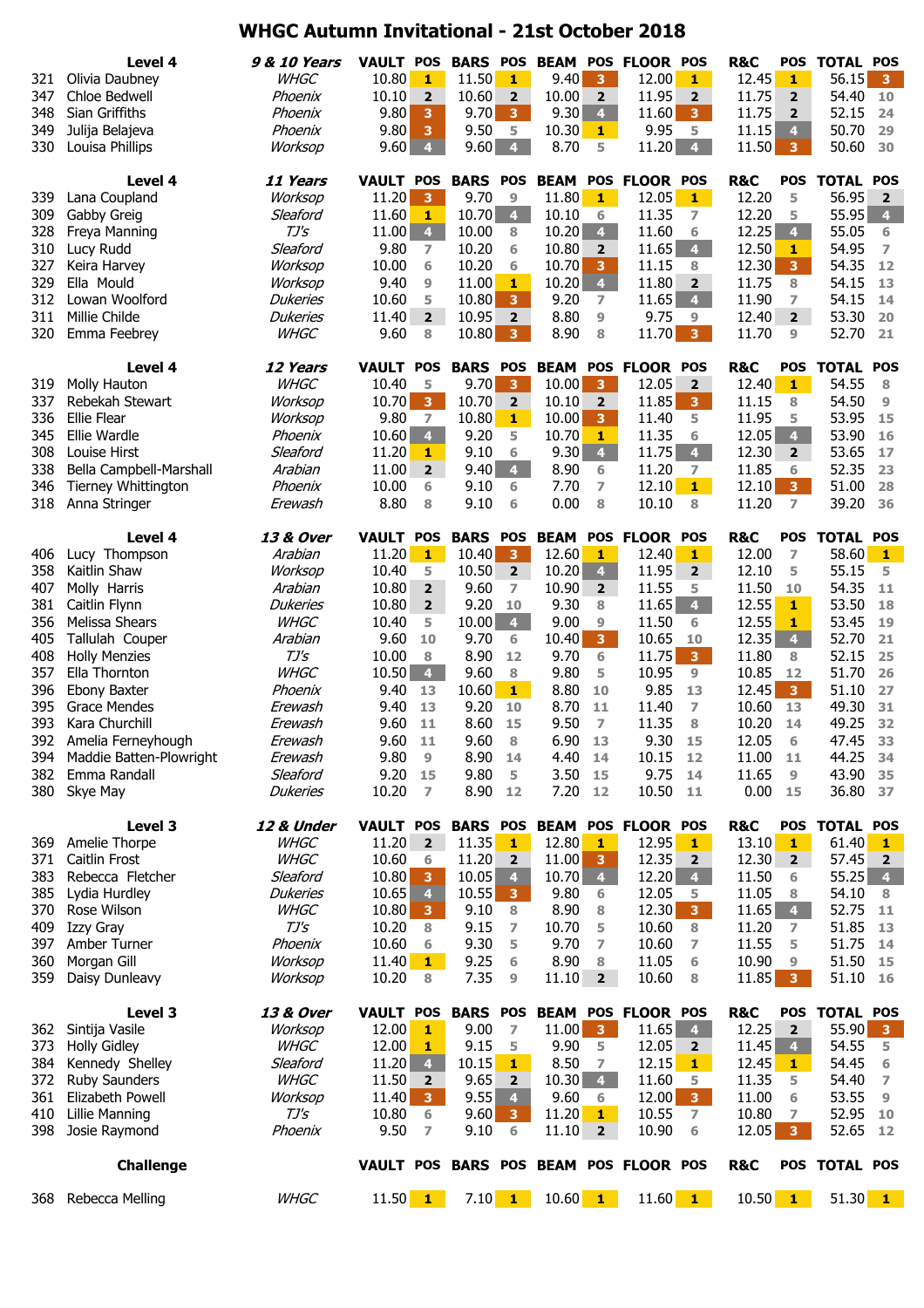# WHGC Autumn Invitational - 21st October 2018

| | Level 4 | 9 & 10 Years | VAULT | POS | BARS | POS | BEAM | POS | FLOOR | POS | R&C | POS | TOTAL | POS |
|---|---|---|---|---|---|---|---|---|---|---|---|---|---|---|
| 321 | Olivia Daubney | WHGC | 10.80 | 1 | 11.50 | 1 | 9.40 | 3 | 12.00 | 1 | 12.45 | 1 | 56.15 | 3 |
| 347 | Chloe Bedwell | Phoenix | 10.10 | 2 | 10.60 | 2 | 10.00 | 2 | 11.95 | 2 | 11.75 | 2 | 54.40 | 10 |
| 348 | Sian Griffiths | Phoenix | 9.80 | 3 | 9.70 | 3 | 9.30 | 4 | 11.60 | 3 | 11.75 | 2 | 52.15 | 24 |
| 349 | Julija Belajeva | Phoenix | 9.80 | 3 | 9.50 | 5 | 10.30 | 1 | 9.95 | 5 | 11.15 | 4 | 50.70 | 29 |
| 330 | Louisa Phillips | Worksop | 9.60 | 4 | 9.60 | 4 | 8.70 | 5 | 11.20 | 4 | 11.50 | 3 | 50.60 | 30 |

| | Level 4 | 11 Years | VAULT | POS | BARS | POS | BEAM | POS | FLOOR | POS | R&C | POS | TOTAL | POS |
|---|---|---|---|---|---|---|---|---|---|---|---|---|---|---|
| 339 | Lana Coupland | Worksop | 11.20 | 3 | 9.70 | 9 | 11.80 | 1 | 12.05 | 1 | 12.20 | 5 | 56.95 | 2 |
| 309 | Gabby Greig | Sleaford | 11.60 | 1 | 10.70 | 4 | 10.10 | 6 | 11.35 | 7 | 12.20 | 5 | 55.95 | 4 |
| 328 | Freya Manning | TJ's | 11.00 | 4 | 10.00 | 8 | 10.20 | 4 | 11.60 | 6 | 12.25 | 4 | 55.05 | 6 |
| 310 | Lucy Rudd | Sleaford | 9.80 | 7 | 10.20 | 6 | 10.80 | 2 | 11.65 | 4 | 12.50 | 1 | 54.95 | 7 |
| 327 | Keira Harvey | Worksop | 10.00 | 6 | 10.20 | 6 | 10.70 | 3 | 11.15 | 8 | 12.30 | 3 | 54.35 | 12 |
| 329 | Ella Mould | Worksop | 9.40 | 9 | 11.00 | 1 | 10.20 | 4 | 11.80 | 2 | 11.75 | 8 | 54.15 | 13 |
| 312 | Lowan Woolford | Dukeries | 10.60 | 5 | 10.80 | 3 | 9.20 | 7 | 11.65 | 4 | 11.90 | 7 | 54.15 | 14 |
| 311 | Millie Childe | Dukeries | 11.40 | 2 | 10.95 | 2 | 8.80 | 9 | 9.75 | 9 | 12.40 | 2 | 53.30 | 20 |
| 320 | Emma Feebrey | WHGC | 9.60 | 8 | 10.80 | 3 | 8.90 | 8 | 11.70 | 3 | 11.70 | 9 | 52.70 | 21 |

| | Level 4 | 12 Years | VAULT | POS | BARS | POS | BEAM | POS | FLOOR | POS | R&C | POS | TOTAL | POS |
|---|---|---|---|---|---|---|---|---|---|---|---|---|---|---|
| 319 | Molly Hauton | WHGC | 10.40 | 5 | 9.70 | 3 | 10.00 | 3 | 12.05 | 2 | 12.40 | 1 | 54.55 | 8 |
| 337 | Rebekah Stewart | Worksop | 10.70 | 3 | 10.70 | 2 | 10.10 | 2 | 11.85 | 3 | 11.15 | 8 | 54.50 | 9 |
| 336 | Ellie Flear | Worksop | 9.80 | 7 | 10.80 | 1 | 10.00 | 3 | 11.40 | 5 | 11.95 | 5 | 53.95 | 15 |
| 345 | Ellie Wardle | Phoenix | 10.60 | 4 | 9.20 | 5 | 10.70 | 1 | 11.35 | 6 | 12.05 | 4 | 53.90 | 16 |
| 308 | Louise Hirst | Sleaford | 11.20 | 1 | 9.10 | 6 | 9.30 | 4 | 11.75 | 4 | 12.30 | 2 | 53.65 | 17 |
| 338 | Bella Campbell-Marshall | Arabian | 11.00 | 2 | 9.40 | 4 | 8.90 | 6 | 11.20 | 7 | 11.85 | 6 | 52.35 | 23 |
| 346 | Tierney Whittington | Phoenix | 10.00 | 6 | 9.10 | 6 | 7.70 | 7 | 12.10 | 1 | 12.10 | 3 | 51.00 | 28 |
| 318 | Anna Stringer | Erewash | 8.80 | 8 | 9.10 | 6 | 0.00 | 8 | 10.10 | 8 | 11.20 | 7 | 39.20 | 36 |

| | Level 4 | 13 & Over | VAULT | POS | BARS | POS | BEAM | POS | FLOOR | POS | R&C | POS | TOTAL | POS |
|---|---|---|---|---|---|---|---|---|---|---|---|---|---|---|
| 406 | Lucy Thompson | Arabian | 11.20 | 1 | 10.40 | 3 | 12.60 | 1 | 12.40 | 1 | 12.00 | 7 | 58.60 | 1 |
| 358 | Kaitlin Shaw | Worksop | 10.40 | 5 | 10.50 | 2 | 10.20 | 4 | 11.95 | 2 | 12.10 | 5 | 55.15 | 5 |
| 407 | Molly Harris | Arabian | 10.80 | 2 | 9.60 | 7 | 10.90 | 2 | 11.55 | 5 | 11.50 | 10 | 54.35 | 11 |
| 381 | Caitlin Flynn | Dukeries | 10.80 | 2 | 9.20 | 10 | 9.30 | 8 | 11.65 | 4 | 12.55 | 1 | 53.50 | 18 |
| 356 | Melissa Shears | WHGC | 10.40 | 5 | 10.00 | 4 | 9.00 | 9 | 11.50 | 6 | 12.55 | 1 | 53.45 | 19 |
| 405 | Tallulah Couper | Arabian | 9.60 | 10 | 9.70 | 6 | 10.40 | 3 | 10.65 | 10 | 12.35 | 4 | 52.70 | 21 |
| 408 | Holly Menzies | TJ's | 10.00 | 8 | 8.90 | 12 | 9.70 | 6 | 11.75 | 3 | 11.80 | 8 | 52.15 | 25 |
| 357 | Ella Thornton | WHGC | 10.50 | 4 | 9.60 | 8 | 9.80 | 5 | 10.95 | 9 | 10.85 | 12 | 51.70 | 26 |
| 396 | Ebony Baxter | Phoenix | 9.40 | 13 | 10.60 | 1 | 8.80 | 10 | 9.85 | 13 | 12.45 | 3 | 51.10 | 27 |
| 395 | Grace Mendes | Erewash | 9.40 | 13 | 9.20 | 10 | 8.70 | 11 | 11.40 | 7 | 10.60 | 13 | 49.30 | 31 |
| 393 | Kara Churchill | Erewash | 9.60 | 11 | 8.60 | 15 | 9.50 | 7 | 11.35 | 8 | 10.20 | 14 | 49.25 | 32 |
| 392 | Amelia Ferneyhough | Erewash | 9.60 | 11 | 9.60 | 8 | 6.90 | 13 | 9.30 | 15 | 12.05 | 6 | 47.45 | 33 |
| 394 | Maddie Batten-Plowright | Erewash | 9.80 | 9 | 8.90 | 14 | 4.40 | 14 | 10.15 | 12 | 11.00 | 11 | 44.25 | 34 |
| 382 | Emma Randall | Sleaford | 9.20 | 15 | 9.80 | 5 | 3.50 | 15 | 9.75 | 14 | 11.65 | 9 | 43.90 | 35 |
| 380 | Skye May | Dukeries | 10.20 | 7 | 8.90 | 12 | 7.20 | 12 | 10.50 | 11 | 0.00 | 15 | 36.80 | 37 |

| | Level 3 | 12 & Under | VAULT | POS | BARS | POS | BEAM | POS | FLOOR | POS | R&C | POS | TOTAL | POS |
|---|---|---|---|---|---|---|---|---|---|---|---|---|---|---|
| 369 | Amelie Thorpe | WHGC | 11.20 | 2 | 11.35 | 1 | 12.80 | 1 | 12.95 | 1 | 13.10 | 1 | 61.40 | 1 |
| 371 | Caitlin Frost | WHGC | 10.60 | 6 | 11.20 | 2 | 11.00 | 3 | 12.35 | 2 | 12.30 | 2 | 57.45 | 2 |
| 383 | Rebecca Fletcher | Sleaford | 10.80 | 3 | 10.05 | 4 | 10.70 | 4 | 12.20 | 4 | 11.50 | 6 | 55.25 | 4 |
| 385 | Lydia Hurdley | Dukeries | 10.65 | 4 | 10.55 | 3 | 9.80 | 6 | 12.05 | 5 | 11.05 | 8 | 54.10 | 8 |
| 370 | Rose Wilson | WHGC | 10.80 | 3 | 9.10 | 8 | 8.90 | 8 | 12.30 | 3 | 11.65 | 4 | 52.75 | 11 |
| 409 | Izzy Gray | TJ's | 10.20 | 8 | 9.15 | 7 | 10.70 | 5 | 10.60 | 8 | 11.20 | 7 | 51.85 | 13 |
| 397 | Amber Turner | Phoenix | 10.60 | 6 | 9.30 | 5 | 9.70 | 7 | 10.60 | 7 | 11.55 | 5 | 51.75 | 14 |
| 360 | Morgan Gill | Worksop | 11.40 | 1 | 9.25 | 6 | 8.90 | 8 | 11.05 | 6 | 10.90 | 9 | 51.50 | 15 |
| 359 | Daisy Dunleavy | Worksop | 10.20 | 8 | 7.35 | 9 | 11.10 | 2 | 10.60 | 8 | 11.85 | 3 | 51.10 | 16 |

| | Level 3 | 13 & Over | VAULT | POS | BARS | POS | BEAM | POS | FLOOR | POS | R&C | POS | TOTAL | POS |
|---|---|---|---|---|---|---|---|---|---|---|---|---|---|---|
| 362 | Sintija Vasile | Worksop | 12.00 | 1 | 9.00 | 7 | 11.00 | 3 | 11.65 | 4 | 12.25 | 2 | 55.90 | 3 |
| 373 | Holly Gidley | WHGC | 12.00 | 1 | 9.15 | 5 | 9.90 | 5 | 12.05 | 2 | 11.45 | 4 | 54.55 | 5 |
| 384 | Kennedy Shelley | Sleaford | 11.20 | 4 | 10.15 | 1 | 8.50 | 7 | 12.15 | 1 | 12.45 | 1 | 54.45 | 6 |
| 372 | Ruby Saunders | WHGC | 11.50 | 2 | 9.65 | 2 | 10.30 | 4 | 11.60 | 5 | 11.35 | 5 | 54.40 | 7 |
| 361 | Elizabeth Powell | Worksop | 11.40 | 3 | 9.55 | 4 | 9.60 | 6 | 12.00 | 3 | 11.00 | 6 | 53.55 | 9 |
| 410 | Lillie Manning | TJ's | 10.80 | 6 | 9.60 | 3 | 11.20 | 1 | 10.55 | 7 | 10.80 | 7 | 52.95 | 10 |
| 398 | Josie Raymond | Phoenix | 9.50 | 7 | 9.10 | 6 | 11.10 | 2 | 10.90 | 6 | 12.05 | 3 | 52.65 | 12 |

| | Challenge | | VAULT | POS | BARS | POS | BEAM | POS | FLOOR | POS | R&C | POS | TOTAL | POS |
|---|---|---|---|---|---|---|---|---|---|---|---|---|---|---|
| 368 | Rebecca Melling | WHGC | 11.50 | 1 | 7.10 | 1 | 10.60 | 1 | 11.60 | 1 | 10.50 | 1 | 51.30 | 1 |